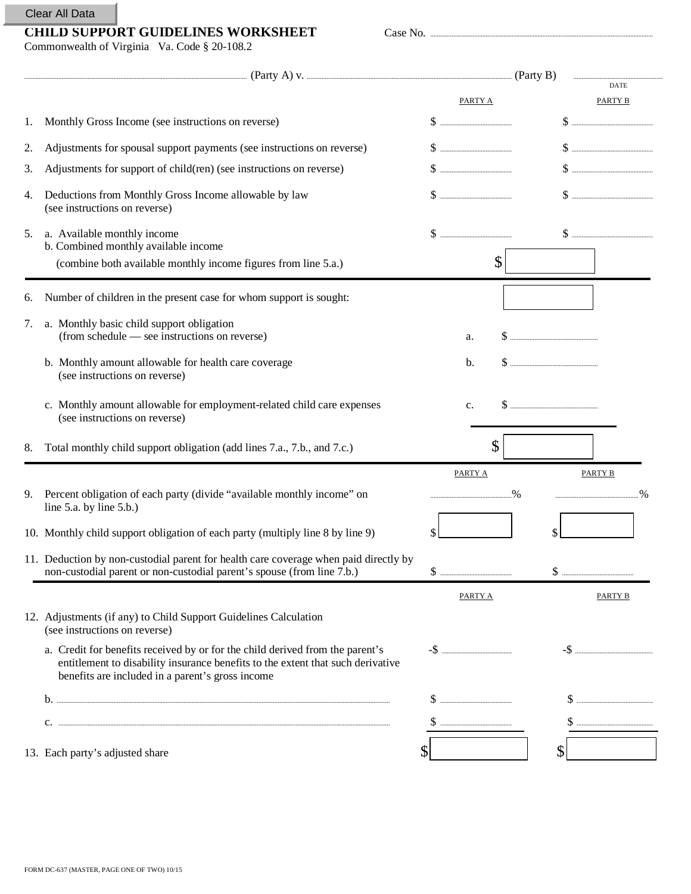Clear All Data

# CHILD SUPPORT GUIDELINES WORKSHEET

Case No. ..............................

Commonwealth of Virginia   Va. Code § 20-108.2

.............................. (Party A) v. .............................. (Party B)   ..............................
DATE

| | | PARTY A | PARTY B |
|---|---|---|---|
| 1. | Monthly Gross Income (see instructions on reverse) | $ | $ |
| 2. | Adjustments for spousal support payments (see instructions on reverse) | $ | $ |
| 3. | Adjustments for support of child(ren) (see instructions on reverse) | $ | $ |
| 4. | Deductions from Monthly Gross Income allowable by law (see instructions on reverse) | $ | $ |
| 5. | a. Available monthly income | $ | $ |
| | b. Combined monthly available income (combine both available monthly income figures from line 5.a.) | $ | |

| | | |
|---|---|---|
| 6. | Number of children in the present case for whom support is sought: | |
| 7. | a. Monthly basic child support obligation (from schedule — see instructions on reverse) | a. $ |
| | b. Monthly amount allowable for health care coverage (see instructions on reverse) | b. $ |
| | c. Monthly amount allowable for employment-related child care expenses (see instructions on reverse) | c. $ |
| 8. | Total monthly child support obligation (add lines 7.a., 7.b., and 7.c.) | $ |

| | | PARTY A | PARTY B |
|---|---|---|---|
| 9. | Percent obligation of each party (divide "available monthly income" on line 5.a. by line 5.b.) | % | % |
| 10. | Monthly child support obligation of each party (multiply line 8 by line 9) | $ | $ |
| 11. | Deduction by non-custodial parent for health care coverage when paid directly by non-custodial parent or non-custodial parent's spouse (from line 7.b.) | $ | $ |

| | | PARTY A | PARTY B |
|---|---|---|---|
| 12. | Adjustments (if any) to Child Support Guidelines Calculation (see instructions on reverse) | | |
| | a. Credit for benefits received by or for the child derived from the parent's entitlement to disability insurance benefits to the extent that such derivative benefits are included in a parent's gross income | -$ | -$ |
| | b. .............................. | $ | $ |
| | c. .............................. | $ | $ |
| 13. | Each party's adjusted share | $ | $ |

FORM DC-637 (MASTER, PAGE ONE OF TWO) 10/15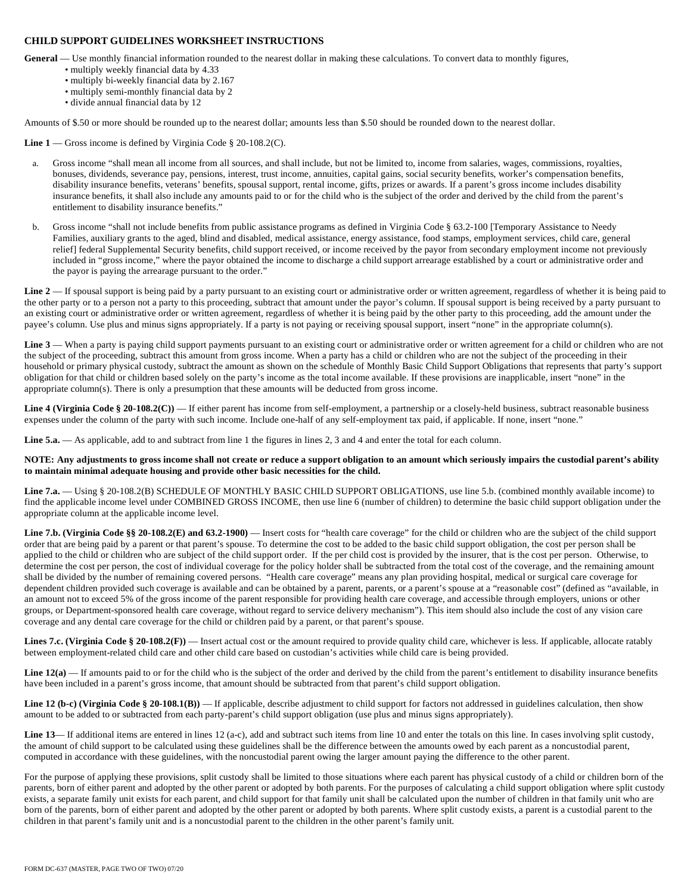## CHILD SUPPORT GUIDELINES WORKSHEET INSTRUCTIONS

**General** — Use monthly financial information rounded to the nearest dollar in making these calculations. To convert data to monthly figures,

- multiply weekly financial data by 4.33
- multiply bi-weekly financial data by 2.167
- multiply semi-monthly financial data by 2
- divide annual financial data by 12

Amounts of $.50 or more should be rounded up to the nearest dollar; amounts less than $.50 should be rounded down to the nearest dollar.

**Line 1** — Gross income is defined by Virginia Code § 20-108.2(C).

a. Gross income "shall mean all income from all sources, and shall include, but not be limited to, income from salaries, wages, commissions, royalties, bonuses, dividends, severance pay, pensions, interest, trust income, annuities, capital gains, social security benefits, worker's compensation benefits, disability insurance benefits, veterans' benefits, spousal support, rental income, gifts, prizes or awards. If a parent's gross income includes disability insurance benefits, it shall also include any amounts paid to or for the child who is the subject of the order and derived by the child from the parent's entitlement to disability insurance benefits."

b. Gross income "shall not include benefits from public assistance programs as defined in Virginia Code § 63.2-100 [Temporary Assistance to Needy Families, auxiliary grants to the aged, blind and disabled, medical assistance, energy assistance, food stamps, employment services, child care, general relief] federal Supplemental Security benefits, child support received, or income received by the payor from secondary employment income not previously included in "gross income," where the payor obtained the income to discharge a child support arrearage established by a court or administrative order and the payor is paying the arrearage pursuant to the order."

**Line 2** — If spousal support is being paid by a party pursuant to an existing court or administrative order or written agreement, regardless of whether it is being paid to the other party or to a person not a party to this proceeding, subtract that amount under the payor's column. If spousal support is being received by a party pursuant to an existing court or administrative order or written agreement, regardless of whether it is being paid by the other party to this proceeding, add the amount under the payee's column. Use plus and minus signs appropriately. If a party is not paying or receiving spousal support, insert "none" in the appropriate column(s).

**Line 3** — When a party is paying child support payments pursuant to an existing court or administrative order or written agreement for a child or children who are not the subject of the proceeding, subtract this amount from gross income. When a party has a child or children who are not the subject of the proceeding in their household or primary physical custody, subtract the amount as shown on the schedule of Monthly Basic Child Support Obligations that represents that party's support obligation for that child or children based solely on the party's income as the total income available. If these provisions are inapplicable, insert "none" in the appropriate column(s). There is only a presumption that these amounts will be deducted from gross income.

**Line 4 (Virginia Code § 20-108.2(C))** — If either parent has income from self-employment, a partnership or a closely-held business, subtract reasonable business expenses under the column of the party with such income. Include one-half of any self-employment tax paid, if applicable. If none, insert "none."

**Line 5.a.** — As applicable, add to and subtract from line 1 the figures in lines 2, 3 and 4 and enter the total for each column.

**NOTE: Any adjustments to gross income shall not create or reduce a support obligation to an amount which seriously impairs the custodial parent's ability to maintain minimal adequate housing and provide other basic necessities for the child.**

**Line 7.a.** — Using § 20-108.2(B) SCHEDULE OF MONTHLY BASIC CHILD SUPPORT OBLIGATIONS, use line 5.b. (combined monthly available income) to find the applicable income level under COMBINED GROSS INCOME, then use line 6 (number of children) to determine the basic child support obligation under the appropriate column at the applicable income level.

**Line 7.b. (Virginia Code §§ 20-108.2(E) and 63.2-1900)** — Insert costs for "health care coverage" for the child or children who are the subject of the child support order that are being paid by a parent or that parent's spouse. To determine the cost to be added to the basic child support obligation, the cost per person shall be applied to the child or children who are subject of the child support order. If the per child cost is provided by the insurer, that is the cost per person. Otherwise, to determine the cost per person, the cost of individual coverage for the policy holder shall be subtracted from the total cost of the coverage, and the remaining amount shall be divided by the number of remaining covered persons. "Health care coverage" means any plan providing hospital, medical or surgical care coverage for dependent children provided such coverage is available and can be obtained by a parent, parents, or a parent's spouse at a "reasonable cost" (defined as "available, in an amount not to exceed 5% of the gross income of the parent responsible for providing health care coverage, and accessible through employers, unions or other groups, or Department-sponsored health care coverage, without regard to service delivery mechanism"). This item should also include the cost of any vision care coverage and any dental care coverage for the child or children paid by a parent, or that parent's spouse.

**Lines 7.c. (Virginia Code § 20-108.2(F))** — Insert actual cost or the amount required to provide quality child care, whichever is less. If applicable, allocate ratably between employment-related child care and other child care based on custodian's activities while child care is being provided.

**Line 12(a)** — If amounts paid to or for the child who is the subject of the order and derived by the child from the parent's entitlement to disability insurance benefits have been included in a parent's gross income, that amount should be subtracted from that parent's child support obligation.

**Line 12 (b-c) (Virginia Code § 20-108.1(B))** — If applicable, describe adjustment to child support for factors not addressed in guidelines calculation, then show amount to be added to or subtracted from each party-parent's child support obligation (use plus and minus signs appropriately).

**Line 13**— If additional items are entered in lines 12 (a-c), add and subtract such items from line 10 and enter the totals on this line. In cases involving split custody, the amount of child support to be calculated using these guidelines shall be the difference between the amounts owed by each parent as a noncustodial parent, computed in accordance with these guidelines, with the noncustodial parent owing the larger amount paying the difference to the other parent.

For the purpose of applying these provisions, split custody shall be limited to those situations where each parent has physical custody of a child or children born of the parents, born of either parent and adopted by the other parent or adopted by both parents. For the purposes of calculating a child support obligation where split custody exists, a separate family unit exists for each parent, and child support for that family unit shall be calculated upon the number of children in that family unit who are born of the parents, born of either parent and adopted by the other parent or adopted by both parents. Where split custody exists, a parent is a custodial parent to the children in that parent's family unit and is a noncustodial parent to the children in the other parent's family unit.

FORM DC-637 (MASTER, PAGE TWO OF TWO) 07/20